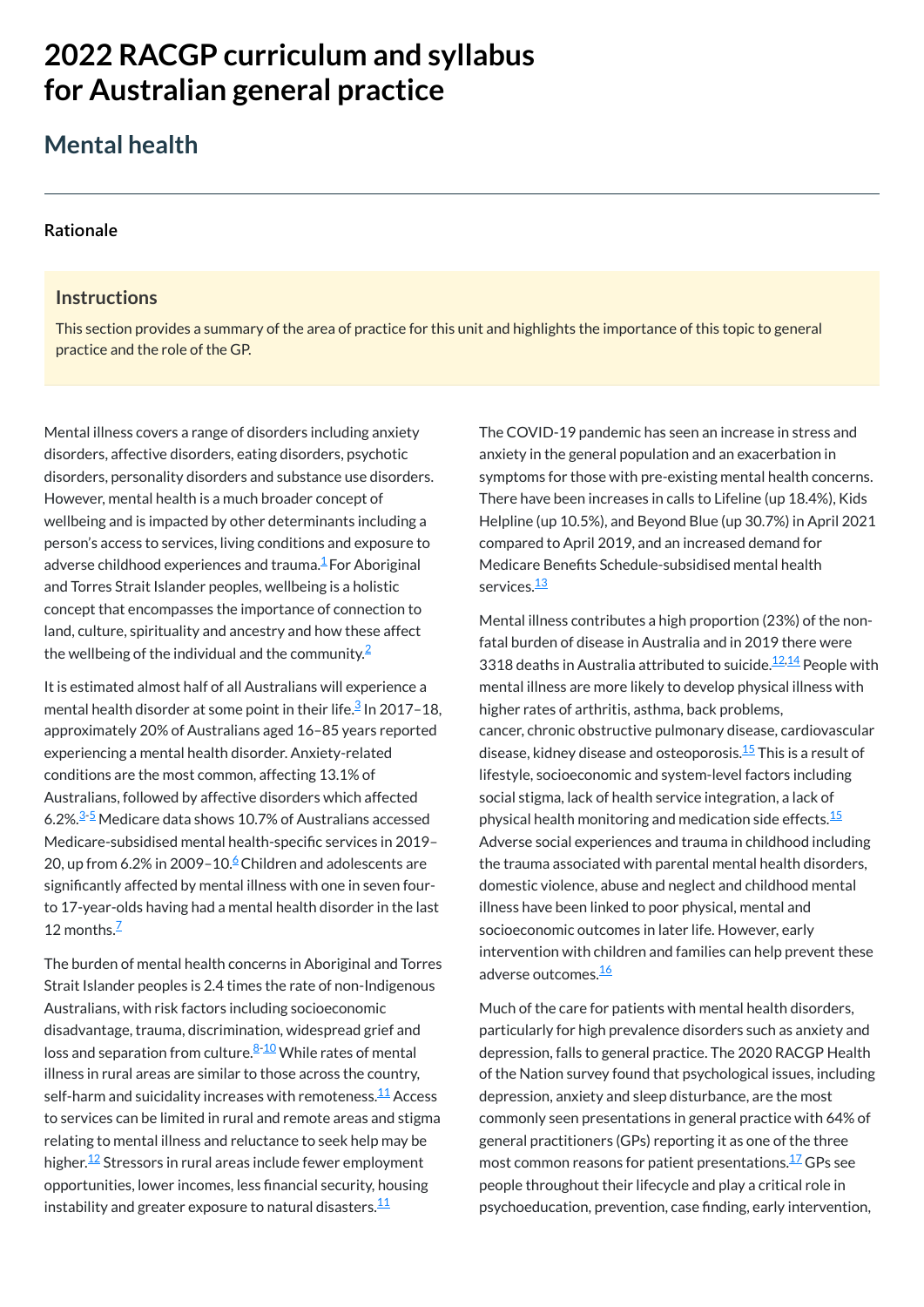# 2022 RACGP curriculum and syllabus for Australian general practice

## Mental health

### Rationale

#### Instructions

This section provides a summary of the area of practice for this unit and highlights the importance of this topic to general practice and the role of the GP.

Mental illness covers a range of disorders including anxiety disorders, affective disorders, eating disorders, psychotic disorders, personality disorders and substance use disorders. However, mental health is a much broader concept of wellbeing and is impacted by other determinants including a person's access to services, living conditions and exposure to adverse childhood experiences and trauma.[1] For Aboriginal and Torres Strait Islander peoples, wellbeing is a holistic concept that encompasses the importance of connection to land, culture, spirituality and ancestry and how these affect the wellbeing of the individual and the community.[2]

It is estimated almost half of all Australians will experience a mental health disorder at some point in their life.[3] In 2017–18, approximately 20% of Australians aged 16–85 years reported experiencing a mental health disorder. Anxiety-related conditions are the most common, affecting 13.1% of Australians, followed by affective disorders which affected 6.2%.[3-5] Medicare data shows 10.7% of Australians accessed Medicare-subsidised mental health-specific services in 2019–20, up from 6.2% in 2009–10.[6] Children and adolescents are significantly affected by mental illness with one in seven four- to 17-year-olds having had a mental health disorder in the last 12 months.[7]

The burden of mental health concerns in Aboriginal and Torres Strait Islander peoples is 2.4 times the rate of non-Indigenous Australians, with risk factors including socioeconomic disadvantage, trauma, discrimination, widespread grief and loss and separation from culture.[8-10] While rates of mental illness in rural areas are similar to those across the country, self-harm and suicidality increases with remoteness.[11] Access to services can be limited in rural and remote areas and stigma relating to mental illness and reluctance to seek help may be higher.[12] Stressors in rural areas include fewer employment opportunities, lower incomes, less financial security, housing instability and greater exposure to natural disasters.[11]

The COVID-19 pandemic has seen an increase in stress and anxiety in the general population and an exacerbation in symptoms for those with pre-existing mental health concerns. There have been increases in calls to Lifeline (up 18.4%), Kids Helpline (up 10.5%), and Beyond Blue (up 30.7%) in April 2021 compared to April 2019, and an increased demand for Medicare Benefits Schedule-subsidised mental health services.[13]

Mental illness contributes a high proportion (23%) of the non-fatal burden of disease in Australia and in 2019 there were 3318 deaths in Australia attributed to suicide.[12,14] People with mental illness are more likely to develop physical illness with higher rates of arthritis, asthma, back problems, cancer, chronic obstructive pulmonary disease, cardiovascular disease, kidney disease and osteoporosis.[15] This is a result of lifestyle, socioeconomic and system-level factors including social stigma, lack of health service integration, a lack of physical health monitoring and medication side effects.[15] Adverse social experiences and trauma in childhood including the trauma associated with parental mental health disorders, domestic violence, abuse and neglect and childhood mental illness have been linked to poor physical, mental and socioeconomic outcomes in later life. However, early intervention with children and families can help prevent these adverse outcomes.[16]

Much of the care for patients with mental health disorders, particularly for high prevalence disorders such as anxiety and depression, falls to general practice. The 2020 RACGP Health of the Nation survey found that psychological issues, including depression, anxiety and sleep disturbance, are the most commonly seen presentations in general practice with 64% of general practitioners (GPs) reporting it as one of the three most common reasons for patient presentations.[17] GPs see people throughout their lifecycle and play a critical role in psychoeducation, prevention, case finding, early intervention,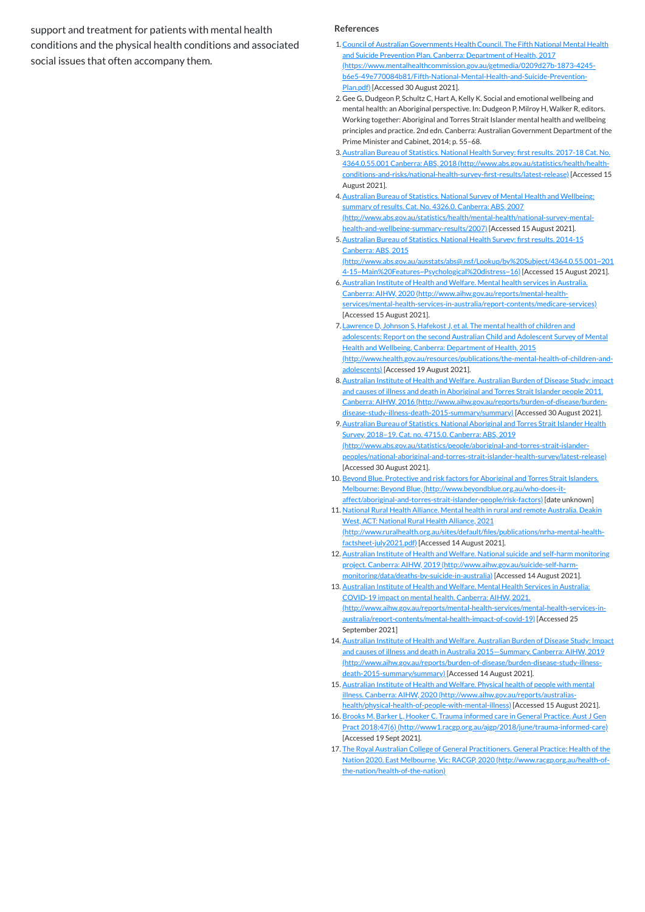support and treatment for patients with mental health conditions and the physical health conditions and associated social issues that often accompany them.

## References

1. Council of Australian Governments Health Council. The Fifth National Mental Health and Suicide Prevention Plan. Canberra: Department of Health, 2017 (https://www.mentalhealthcommission.gov.au/getmedia/0209d27b-1873-4245-b6e5-49e770084b81/Fifth-National-Mental-Health-and-Suicide-Prevention-Plan.pdf) [Accessed 30 August 2021].
2. Gee G, Dudgeon P, Schultz C, Hart A, Kelly K. Social and emotional wellbeing and mental health: an Aboriginal perspective. In: Dudgeon P, Milroy H, Walker R, editors. Working together: Aboriginal and Torres Strait Islander mental health and wellbeing principles and practice. 2nd edn. Canberra: Australian Government Department of the Prime Minister and Cabinet, 2014; p. 55–68.
3. Australian Bureau of Statistics. National Health Survey: first results. 2017-18 Cat. No. 4364.0.55.001 Canberra: ABS, 2018 (http://www.abs.gov.au/statistics/health/health-conditions-and-risks/national-health-survey-first-results/latest-release) [Accessed 15 August 2021].
4. Australian Bureau of Statistics. National Survey of Mental Health and Wellbeing: summary of results. Cat. No. 4326.0. Canberra: ABS, 2007 (http://www.abs.gov.au/statistics/health/mental-health/national-survey-mental-health-and-wellbeing-summary-results/2007) [Accessed 15 August 2021].
5. Australian Bureau of Statistics. National Health Survey: first results. 2014-15 Canberra: ABS, 2015 (http://www.abs.gov.au/ausstats/abs@.nsf/Lookup/by%20Subject/4364.0.55.001~2014-15~Main%20Features~Psychological%20distress~16) [Accessed 15 August 2021].
6. Australian Institute of Health and Welfare. Mental health services in Australia. Canberra: AIHW, 2020 (http://www.aihw.gov.au/reports/mental-health-services/mental-health-services-in-australia/report-contents/medicare-services) [Accessed 15 August 2021].
7. Lawrence D, Johnson S, Hafekost J, et al. The mental health of children and adolescents: Report on the second Australian Child and Adolescent Survey of Mental Health and Wellbeing. Canberra: Department of Health, 2015 (http://www.health.gov.au/resources/publications/the-mental-health-of-children-and-adolescents) [Accessed 19 August 2021].
8. Australian Institute of Health and Welfare. Australian Burden of Disease Study: impact and causes of illness and death in Aboriginal and Torres Strait Islander people 2011. Canberra: AIHW, 2016 (http://www.aihw.gov.au/reports/burden-of-disease/burden-disease-study-illness-death-2015-summary/summary) [Accessed 30 August 2021].
9. Australian Bureau of Statistics. National Aboriginal and Torres Strait Islander Health Survey, 2018–19. Cat. no. 4715.0. Canberra: ABS, 2019 (http://www.abs.gov.au/statistics/people/aboriginal-and-torres-strait-islander-peoples/national-aboriginal-and-torres-strait-islander-health-survey/latest-release) [Accessed 30 August 2021].
10. Beyond Blue. Protective and risk factors for Aboriginal and Torres Strait Islanders. Melbourne: Beyond Blue, (http://www.beyondblue.org.au/who-does-it-affect/aboriginal-and-torres-strait-islander-people/risk-factors) [date unknown]
11. National Rural Health Alliance. Mental health in rural and remote Australia. Deakin West, ACT: National Rural Health Alliance, 2021 (http://www.ruralhealth.org.au/sites/default/files/publications/nrha-mental-health-factsheet-july2021.pdf) [Accessed 14 August 2021].
12. Australian Institute of Health and Welfare. National suicide and self-harm monitoring project. Canberra: AIHW, 2019 (http://www.aihw.gov.au/suicide-self-harm-monitoring/data/deaths-by-suicide-in-australia) [Accessed 14 August 2021].
13. Australian Institute of Health and Welfare. Mental Health Services in Australia: COVID-19 impact on mental health. Canberra: AIHW, 2021. (http://www.aihw.gov.au/reports/mental-health-services/mental-health-services-in-australia/report-contents/mental-health-impact-of-covid-19) [Accessed 25 September 2021]
14. Australian Institute of Health and Welfare. Australian Burden of Disease Study: Impact and causes of illness and death in Australia 2015—Summary. Canberra: AIHW, 2019 (http://www.aihw.gov.au/reports/burden-of-disease/burden-disease-study-illness-death-2015-summary/summary) [Accessed 14 August 2021].
15. Australian Institute of Health and Welfare. Physical health of people with mental illness. Canberra: AIHW, 2020 (http://www.aihw.gov.au/reports/australias-health/physical-health-of-people-with-mental-illness) [Accessed 15 August 2021].
16. Brooks M, Barker L, Hooker C. Trauma informed care in General Practice. Aust J Gen Pract 2018;47(6) (http://www1.racgp.org.au/ajgp/2018/june/trauma-informed-care) [Accessed 19 Sept 2021].
17. The Royal Australian College of General Practitioners. General Practice: Health of the Nation 2020. East Melbourne, Vic: RACGP, 2020 (http://www.racgp.org.au/health-of-the-nation/health-of-the-nation)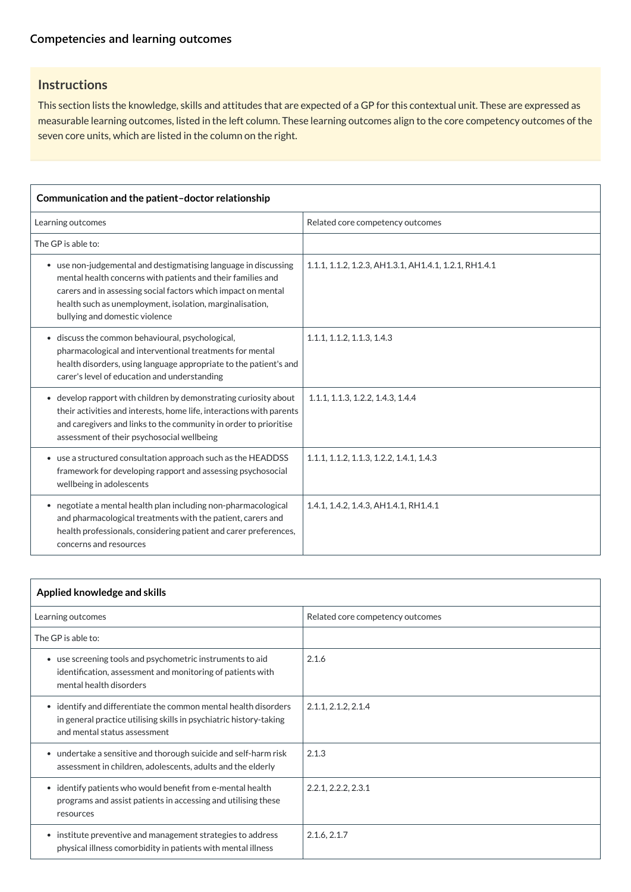### Competencies and learning outcomes

#### Instructions

This section lists the knowledge, skills and attitudes that are expected of a GP for this contextual unit. These are expressed as measurable learning outcomes, listed in the left column. These learning outcomes align to the core competency outcomes of the seven core units, which are listed in the column on the right.

| Communication and the patient–doctor relationship | |
|---|---|
| Learning outcomes | Related core competency outcomes |
| The GP is able to: | |
| • use non-judgemental and destigmatising language in discussing mental health concerns with patients and their families and carers and in assessing social factors which impact on mental health such as unemployment, isolation, marginalisation, bullying and domestic violence | 1.1.1, 1.1.2, 1.2.3, AH1.3.1, AH1.4.1, 1.2.1, RH1.4.1 |
| • discuss the common behavioural, psychological, pharmacological and interventional treatments for mental health disorders, using language appropriate to the patient's and carer's level of education and understanding | 1.1.1, 1.1.2, 1.1.3, 1.4.3 |
| • develop rapport with children by demonstrating curiosity about their activities and interests, home life, interactions with parents and caregivers and links to the community in order to prioritise assessment of their psychosocial wellbeing | 1.1.1, 1.1.3, 1.2.2, 1.4.3, 1.4.4 |
| • use a structured consultation approach such as the HEADDSS framework for developing rapport and assessing psychosocial wellbeing in adolescents | 1.1.1, 1.1.2, 1.1.3, 1.2.2, 1.4.1, 1.4.3 |
| • negotiate a mental health plan including non-pharmacological and pharmacological treatments with the patient, carers and health professionals, considering patient and carer preferences, concerns and resources | 1.4.1, 1.4.2, 1.4.3, AH1.4.1, RH1.4.1 |

| Applied knowledge and skills | |
|---|---|
| Learning outcomes | Related core competency outcomes |
| The GP is able to: | |
| • use screening tools and psychometric instruments to aid identification, assessment and monitoring of patients with mental health disorders | 2.1.6 |
| • identify and differentiate the common mental health disorders in general practice utilising skills in psychiatric history-taking and mental status assessment | 2.1.1, 2.1.2, 2.1.4 |
| • undertake a sensitive and thorough suicide and self-harm risk assessment in children, adolescents, adults and the elderly | 2.1.3 |
| • identify patients who would benefit from e-mental health programs and assist patients in accessing and utilising these resources | 2.2.1, 2.2.2, 2.3.1 |
| • institute preventive and management strategies to address physical illness comorbidity in patients with mental illness | 2.1.6, 2.1.7 |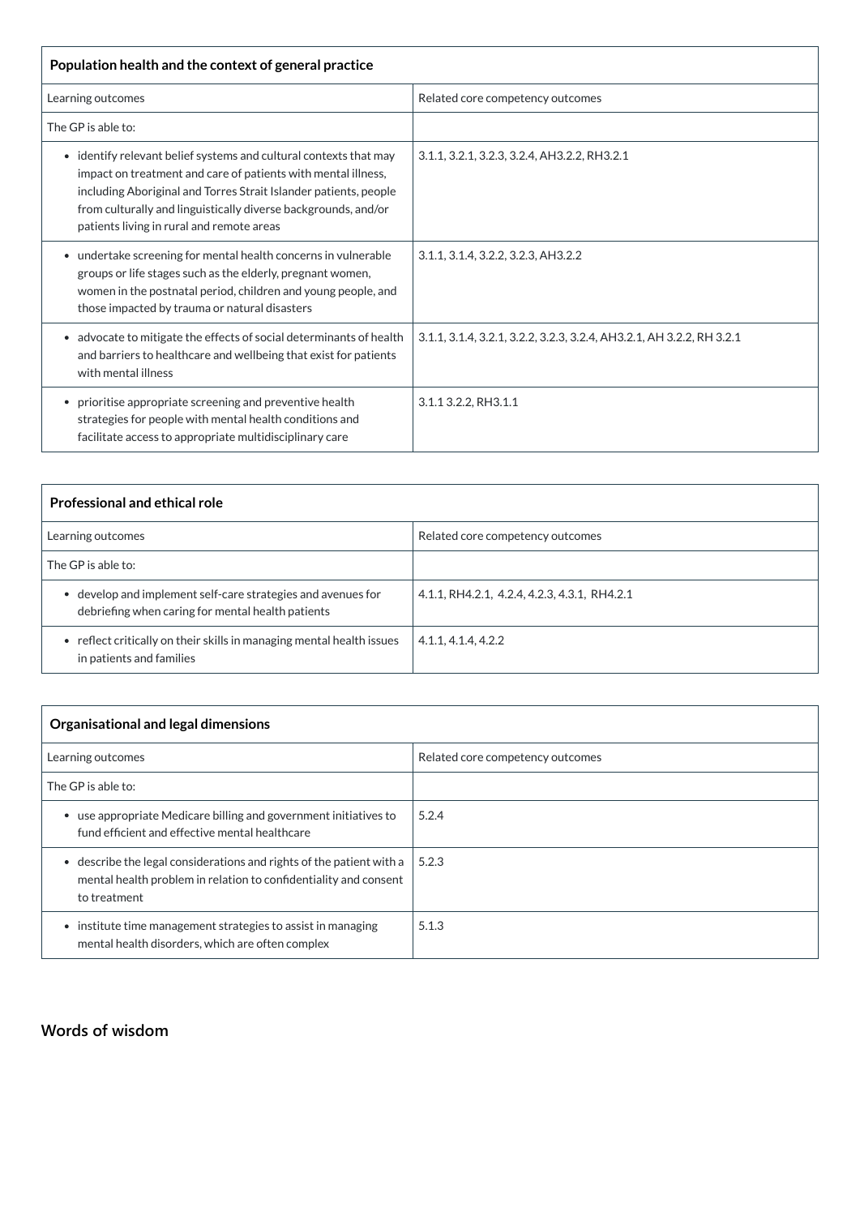| Population health and the context of general practice | |
|---|---|
| Learning outcomes | Related core competency outcomes |
| The GP is able to: | |
| • identify relevant belief systems and cultural contexts that may impact on treatment and care of patients with mental illness, including Aboriginal and Torres Strait Islander patients, people from culturally and linguistically diverse backgrounds, and/or patients living in rural and remote areas | 3.1.1, 3.2.1, 3.2.3, 3.2.4, AH3.2.2, RH3.2.1 |
| • undertake screening for mental health concerns in vulnerable groups or life stages such as the elderly, pregnant women, women in the postnatal period, children and young people, and those impacted by trauma or natural disasters | 3.1.1, 3.1.4, 3.2.2, 3.2.3, AH3.2.2 |
| • advocate to mitigate the effects of social determinants of health and barriers to healthcare and wellbeing that exist for patients with mental illness | 3.1.1, 3.1.4, 3.2.1, 3.2.2, 3.2.3, 3.2.4, AH3.2.1, AH 3.2.2, RH 3.2.1 |
| • prioritise appropriate screening and preventive health strategies for people with mental health conditions and facilitate access to appropriate multidisciplinary care | 3.1.1 3.2.2, RH3.1.1 |

| Professional and ethical role | |
|---|---|
| Learning outcomes | Related core competency outcomes |
| The GP is able to: | |
| • develop and implement self-care strategies and avenues for debriefing when caring for mental health patients | 4.1.1, RH4.2.1, 4.2.4, 4.2.3, 4.3.1, RH4.2.1 |
| • reflect critically on their skills in managing mental health issues in patients and families | 4.1.1, 4.1.4, 4.2.2 |

| Organisational and legal dimensions | |
|---|---|
| Learning outcomes | Related core competency outcomes |
| The GP is able to: | |
| • use appropriate Medicare billing and government initiatives to fund efficient and effective mental healthcare | 5.2.4 |
| • describe the legal considerations and rights of the patient with a mental health problem in relation to confidentiality and consent to treatment | 5.2.3 |
| • institute time management strategies to assist in managing mental health disorders, which are often complex | 5.1.3 |

## Words of wisdom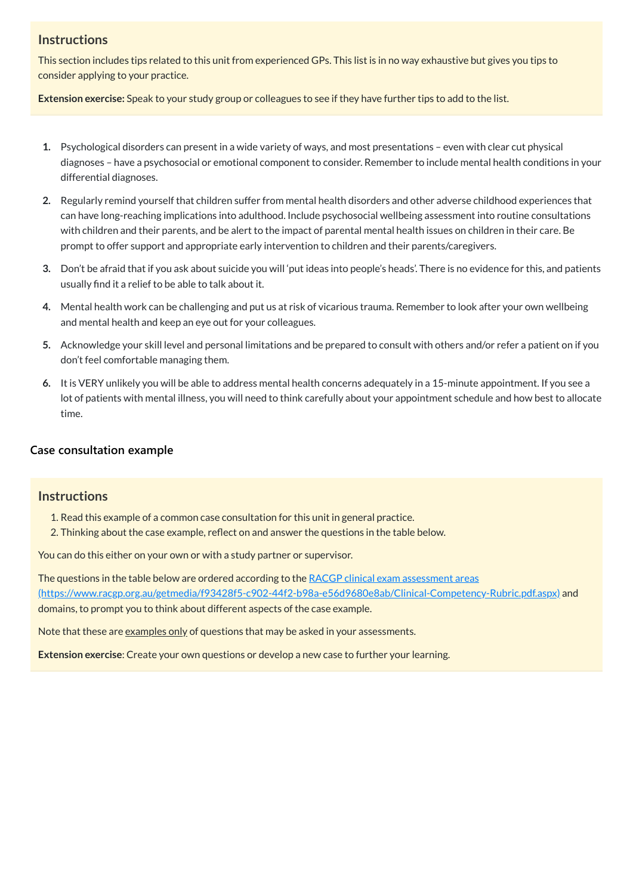### Instructions

This section includes tips related to this unit from experienced GPs. This list is in no way exhaustive but gives you tips to consider applying to your practice.

**Extension exercise:** Speak to your study group or colleagues to see if they have further tips to add to the list.

1. Psychological disorders can present in a wide variety of ways, and most presentations – even with clear cut physical diagnoses – have a psychosocial or emotional component to consider. Remember to include mental health conditions in your differential diagnoses.
2. Regularly remind yourself that children suffer from mental health disorders and other adverse childhood experiences that can have long-reaching implications into adulthood. Include psychosocial wellbeing assessment into routine consultations with children and their parents, and be alert to the impact of parental mental health issues on children in their care. Be prompt to offer support and appropriate early intervention to children and their parents/caregivers.
3. Don't be afraid that if you ask about suicide you will 'put ideas into people's heads'. There is no evidence for this, and patients usually find it a relief to be able to talk about it.
4. Mental health work can be challenging and put us at risk of vicarious trauma. Remember to look after your own wellbeing and mental health and keep an eye out for your colleagues.
5. Acknowledge your skill level and personal limitations and be prepared to consult with others and/or refer a patient on if you don't feel comfortable managing them.
6. It is VERY unlikely you will be able to address mental health concerns adequately in a 15-minute appointment. If you see a lot of patients with mental illness, you will need to think carefully about your appointment schedule and how best to allocate time.

## Case consultation example

### Instructions

1. Read this example of a common case consultation for this unit in general practice.
2. Thinking about the case example, reflect on and answer the questions in the table below.

You can do this either on your own or with a study partner or supervisor.

The questions in the table below are ordered according to the [RACGP clinical exam assessment areas (https://www.racgp.org.au/getmedia/f93428f5-c902-44f2-b98a-e56d9680e8ab/Clinical-Competency-Rubric.pdf.aspx)](https://www.racgp.org.au/getmedia/f93428f5-c902-44f2-b98a-e56d9680e8ab/Clinical-Competency-Rubric.pdf.aspx) and domains, to prompt you to think about different aspects of the case example.

Note that these are examples only of questions that may be asked in your assessments.

**Extension exercise**: Create your own questions or develop a new case to further your learning.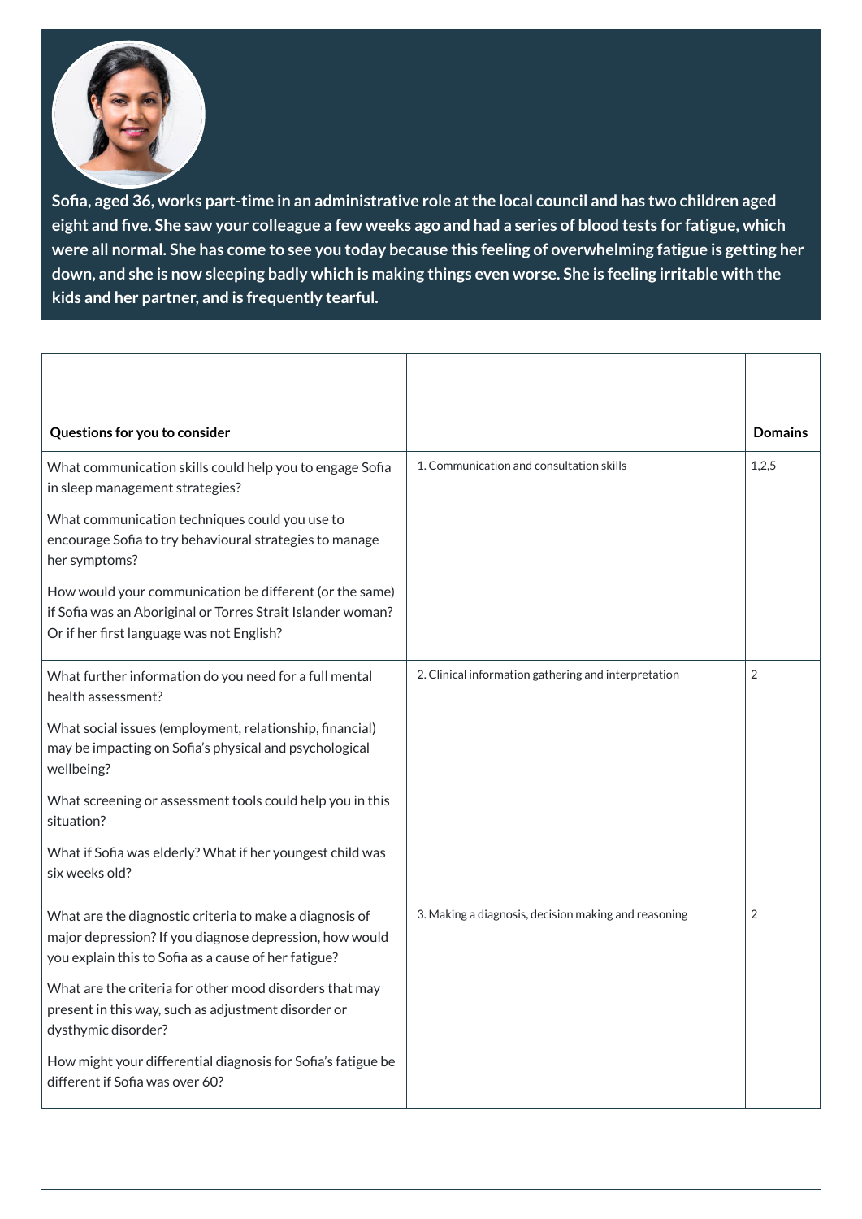**Sofia, aged 36, works part-time in an administrative role at the local council and has two children aged eight and five. She saw your colleague a few weeks ago and had a series of blood tests for fatigue, which were all normal. She has come to see you today because this feeling of overwhelming fatigue is getting her down, and she is now sleeping badly which is making things even worse. She is feeling irritable with the kids and her partner, and is frequently tearful.**

| Questions for you to consider | | Domains |
|---|---|---|
| What communication skills could help you to engage Sofia in sleep management strategies?<br><br>What communication techniques could you use to encourage Sofia to try behavioural strategies to manage her symptoms?<br><br>How would your communication be different (or the same) if Sofia was an Aboriginal or Torres Strait Islander woman? Or if her first language was not English? | 1. Communication and consultation skills | 1,2,5 |
| What further information do you need for a full mental health assessment?<br><br>What social issues (employment, relationship, financial) may be impacting on Sofia's physical and psychological wellbeing?<br><br>What screening or assessment tools could help you in this situation?<br><br>What if Sofia was elderly? What if her youngest child was six weeks old? | 2. Clinical information gathering and interpretation | 2 |
| What are the diagnostic criteria to make a diagnosis of major depression? If you diagnose depression, how would you explain this to Sofia as a cause of her fatigue?<br><br>What are the criteria for other mood disorders that may present in this way, such as adjustment disorder or dysthymic disorder?<br><br>How might your differential diagnosis for Sofia's fatigue be different if Sofia was over 60? | 3. Making a diagnosis, decision making and reasoning | 2 |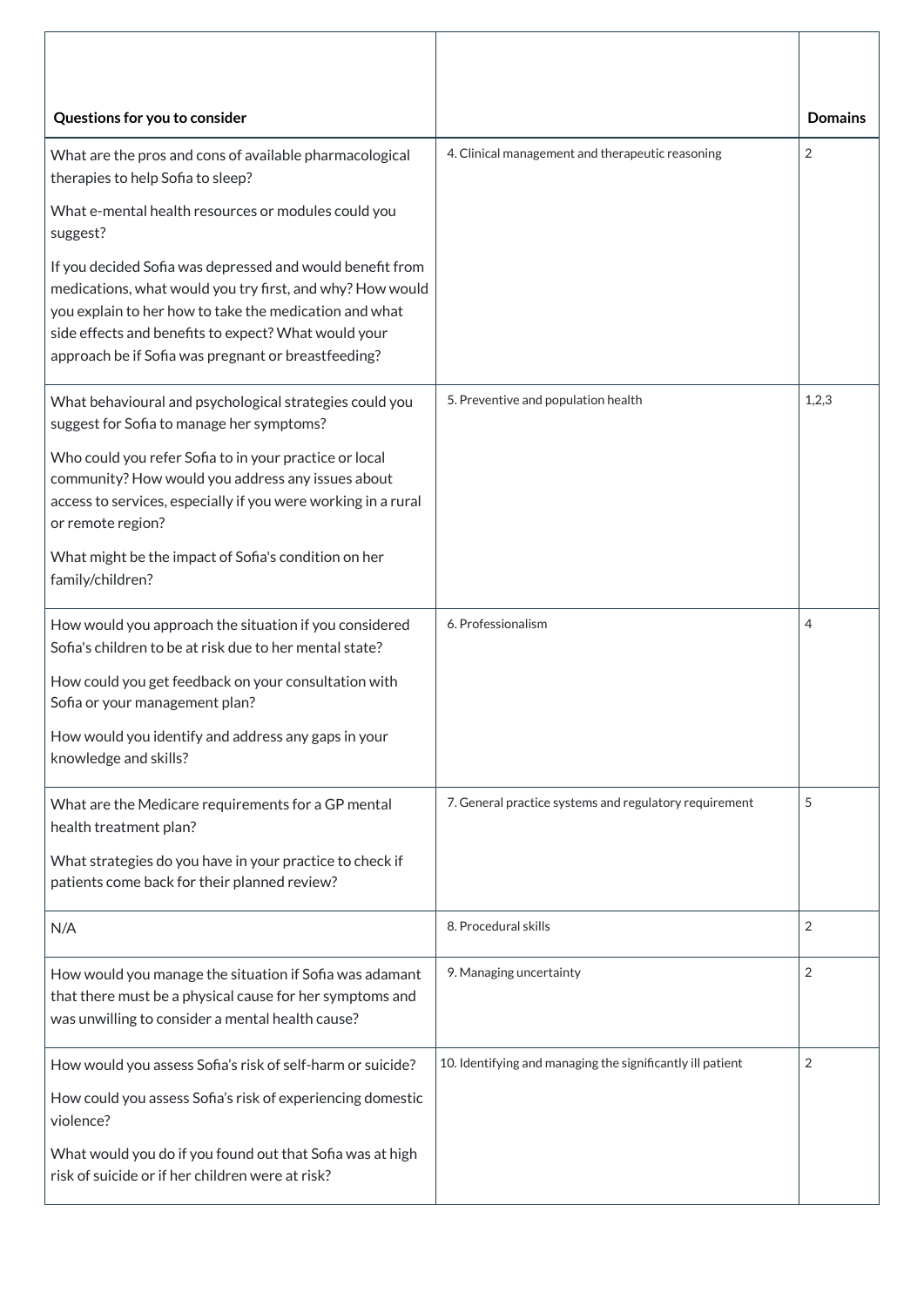| Questions for you to consider | | Domains |
|---|---|---|
| What are the pros and cons of available pharmacological therapies to help Sofia to sleep?<br><br>What e-mental health resources or modules could you suggest?<br><br>If you decided Sofia was depressed and would benefit from medications, what would you try first, and why? How would you explain to her how to take the medication and what side effects and benefits to expect? What would your approach be if Sofia was pregnant or breastfeeding? | 4. Clinical management and therapeutic reasoning | 2 |
| What behavioural and psychological strategies could you suggest for Sofia to manage her symptoms?<br><br>Who could you refer Sofia to in your practice or local community? How would you address any issues about access to services, especially if you were working in a rural or remote region?<br><br>What might be the impact of Sofia's condition on her family/children? | 5. Preventive and population health | 1,2,3 |
| How would you approach the situation if you considered Sofia's children to be at risk due to her mental state?<br><br>How could you get feedback on your consultation with Sofia or your management plan?<br><br>How would you identify and address any gaps in your knowledge and skills? | 6. Professionalism | 4 |
| What are the Medicare requirements for a GP mental health treatment plan?<br><br>What strategies do you have in your practice to check if patients come back for their planned review? | 7. General practice systems and regulatory requirement | 5 |
| N/A | 8. Procedural skills | 2 |
| How would you manage the situation if Sofia was adamant that there must be a physical cause for her symptoms and was unwilling to consider a mental health cause? | 9. Managing uncertainty | 2 |
| How would you assess Sofia's risk of self-harm or suicide?<br><br>How could you assess Sofia's risk of experiencing domestic violence?<br><br>What would you do if you found out that Sofia was at high risk of suicide or if her children were at risk? | 10. Identifying and managing the significantly ill patient | 2 |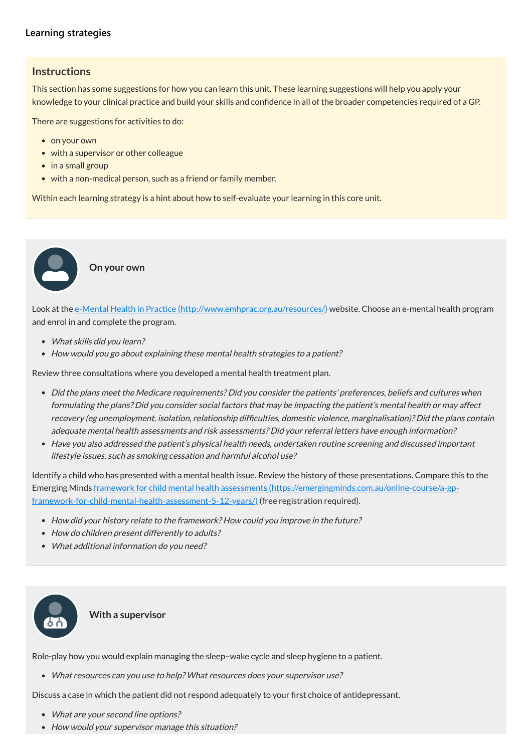### Learning strategies

## Instructions

This section has some suggestions for how you can learn this unit. These learning suggestions will help you apply your knowledge to your clinical practice and build your skills and confidence in all of the broader competencies required of a GP.

There are suggestions for activities to do:

- on your own
- with a supervisor or other colleague
- in a small group
- with a non-medical person, such as a friend or family member.

Within each learning strategy is a hint about how to self-evaluate your learning in this core unit.

### On your own

Look at the [e-Mental Health in Practice (http://www.emhprac.org.au/resources/)](http://www.emhprac.org.au/resources/) website. Choose an e-mental health program and enrol in and complete the program.

- *What skills did you learn?*
- *How would you go about explaining these mental health strategies to a patient?*

Review three consultations where you developed a mental health treatment plan.

- *Did the plans meet the Medicare requirements? Did you consider the patients' preferences, beliefs and cultures when formulating the plans? Did you consider social factors that may be impacting the patient's mental health or may affect recovery (eg unemployment, isolation, relationship difficulties, domestic violence, marginalisation)? Did the plans contain adequate mental health assessments and risk assessments? Did your referral letters have enough information?*
- *Have you also addressed the patient's physical health needs, undertaken routine screening and discussed important lifestyle issues, such as smoking cessation and harmful alcohol use?*

Identify a child who has presented with a mental health issue. Review the history of these presentations. Compare this to the Emerging Minds [framework for child mental health assessments (https://emergingminds.com.au/online-course/a-gp-framework-for-child-mental-health-assessment-5-12-years/)](https://emergingminds.com.au/online-course/a-gp-framework-for-child-mental-health-assessment-5-12-years/) (free registration required).

- *How did your history relate to the framework? How could you improve in the future?*
- *How do children present differently to adults?*
- *What additional information do you need?*

### With a supervisor

Role-play how you would explain managing the sleep–wake cycle and sleep hygiene to a patient.

- *What resources can you use to help? What resources does your supervisor use?*

Discuss a case in which the patient did not respond adequately to your first choice of antidepressant.

- *What are your second line options?*
- *How would your supervisor manage this situation?*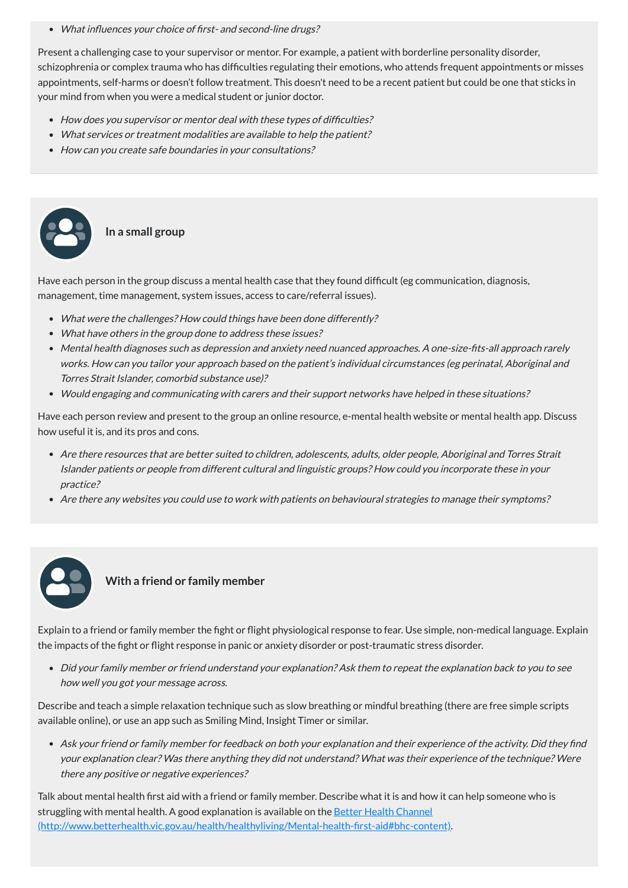- *What influences your choice of first- and second-line drugs?*

Present a challenging case to your supervisor or mentor. For example, a patient with borderline personality disorder, schizophrenia or complex trauma who has difficulties regulating their emotions, who attends frequent appointments or misses appointments, self-harms or doesn't follow treatment. This doesn't need to be a recent patient but could be one that sticks in your mind from when you were a medical student or junior doctor.

- *How does you supervisor or mentor deal with these types of difficulties?*
- *What services or treatment modalities are available to help the patient?*
- *How can you create safe boundaries in your consultations?*

### In a small group

Have each person in the group discuss a mental health case that they found difficult (eg communication, diagnosis, management, time management, system issues, access to care/referral issues).

- *What were the challenges? How could things have been done differently?*
- *What have others in the group done to address these issues?*
- *Mental health diagnoses such as depression and anxiety need nuanced approaches. A one-size-fits-all approach rarely works. How can you tailor your approach based on the patient's individual circumstances (eg perinatal, Aboriginal and Torres Strait Islander, comorbid substance use)?*
- *Would engaging and communicating with carers and their support networks have helped in these situations?*

Have each person review and present to the group an online resource, e-mental health website or mental health app. Discuss how useful it is, and its pros and cons.

- *Are there resources that are better suited to children, adolescents, adults, older people, Aboriginal and Torres Strait Islander patients or people from different cultural and linguistic groups? How could you incorporate these in your practice?*
- *Are there any websites you could use to work with patients on behavioural strategies to manage their symptoms?*

### With a friend or family member

Explain to a friend or family member the fight or flight physiological response to fear. Use simple, non-medical language. Explain the impacts of the fight or flight response in panic or anxiety disorder or post-traumatic stress disorder.

- *Did your family member or friend understand your explanation? Ask them to repeat the explanation back to you to see how well you got your message across.*

Describe and teach a simple relaxation technique such as slow breathing or mindful breathing (there are free simple scripts available online), or use an app such as Smiling Mind, Insight Timer or similar.

- *Ask your friend or family member for feedback on both your explanation and their experience of the activity. Did they find your explanation clear? Was there anything they did not understand? What was their experience of the technique? Were there any positive or negative experiences?*

Talk about mental health first aid with a friend or family member. Describe what it is and how it can help someone who is struggling with mental health. A good explanation is available on the [Better Health Channel (http://www.betterhealth.vic.gov.au/health/healthyliving/Mental-health-first-aid#bhc-content)](http://www.betterhealth.vic.gov.au/health/healthyliving/Mental-health-first-aid#bhc-content).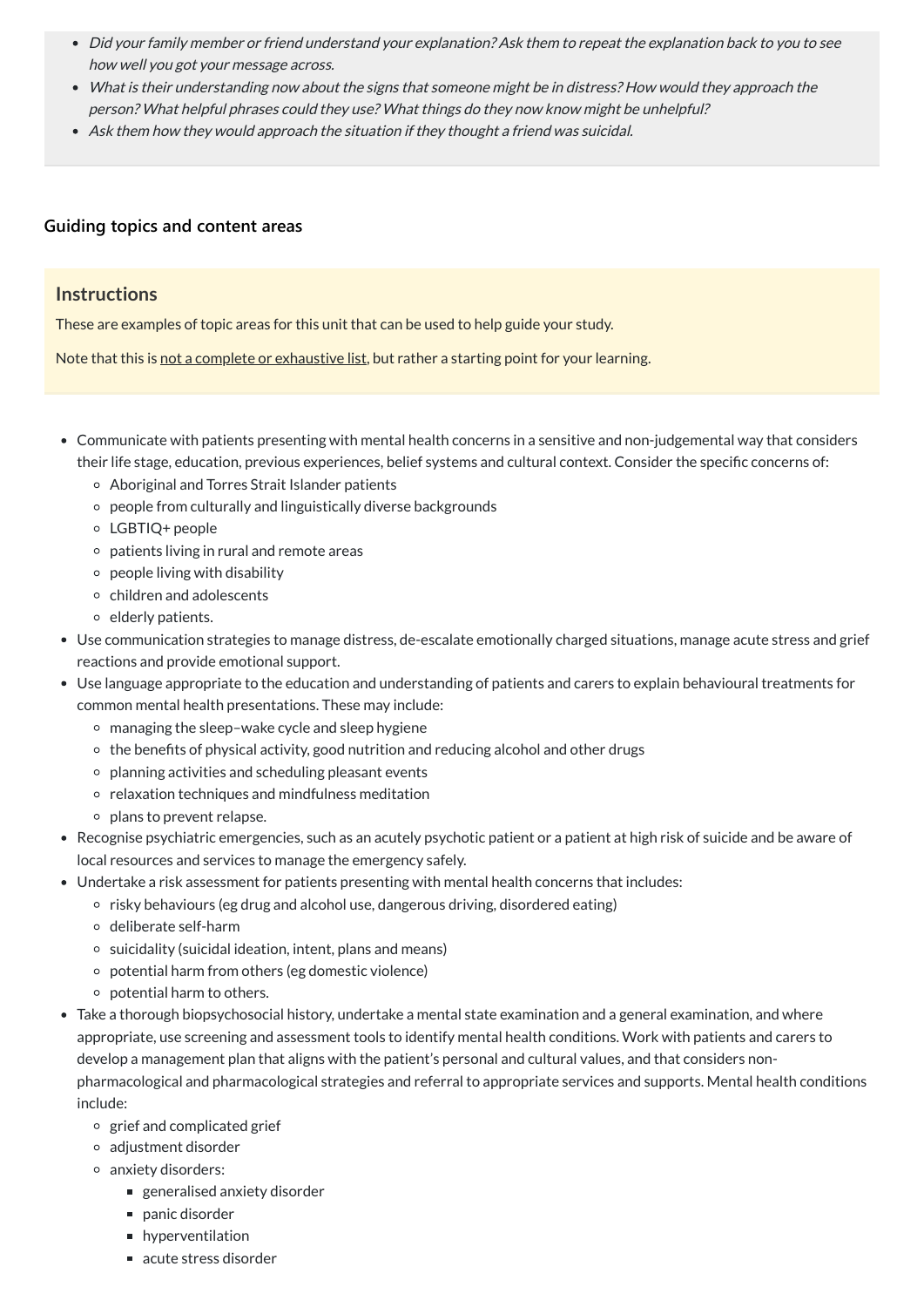- *Did your family member or friend understand your explanation? Ask them to repeat the explanation back to you to see how well you got your message across.*
- *What is their understanding now about the signs that someone might be in distress? How would they approach the person? What helpful phrases could they use? What things do they now know might be unhelpful?*
- *Ask them how they would approach the situation if they thought a friend was suicidal.*

## Guiding topics and content areas

### Instructions

These are examples of topic areas for this unit that can be used to help guide your study.

Note that this is not a complete or exhaustive list, but rather a starting point for your learning.

- Communicate with patients presenting with mental health concerns in a sensitive and non-judgemental way that considers their life stage, education, previous experiences, belief systems and cultural context. Consider the specific concerns of:
  - Aboriginal and Torres Strait Islander patients
  - people from culturally and linguistically diverse backgrounds
  - LGBTIQ+ people
  - patients living in rural and remote areas
  - people living with disability
  - children and adolescents
  - elderly patients.
- Use communication strategies to manage distress, de-escalate emotionally charged situations, manage acute stress and grief reactions and provide emotional support.
- Use language appropriate to the education and understanding of patients and carers to explain behavioural treatments for common mental health presentations. These may include:
  - managing the sleep–wake cycle and sleep hygiene
  - the benefits of physical activity, good nutrition and reducing alcohol and other drugs
  - planning activities and scheduling pleasant events
  - relaxation techniques and mindfulness meditation
  - plans to prevent relapse.
- Recognise psychiatric emergencies, such as an acutely psychotic patient or a patient at high risk of suicide and be aware of local resources and services to manage the emergency safely.
- Undertake a risk assessment for patients presenting with mental health concerns that includes:
  - risky behaviours (eg drug and alcohol use, dangerous driving, disordered eating)
  - deliberate self-harm
  - suicidality (suicidal ideation, intent, plans and means)
  - potential harm from others (eg domestic violence)
  - potential harm to others.
- Take a thorough biopsychosocial history, undertake a mental state examination and a general examination, and where appropriate, use screening and assessment tools to identify mental health conditions. Work with patients and carers to develop a management plan that aligns with the patient's personal and cultural values, and that considers non-pharmacological and pharmacological strategies and referral to appropriate services and supports. Mental health conditions include:
  - grief and complicated grief
  - adjustment disorder
  - anxiety disorders:
    - generalised anxiety disorder
    - panic disorder
    - hyperventilation
    - acute stress disorder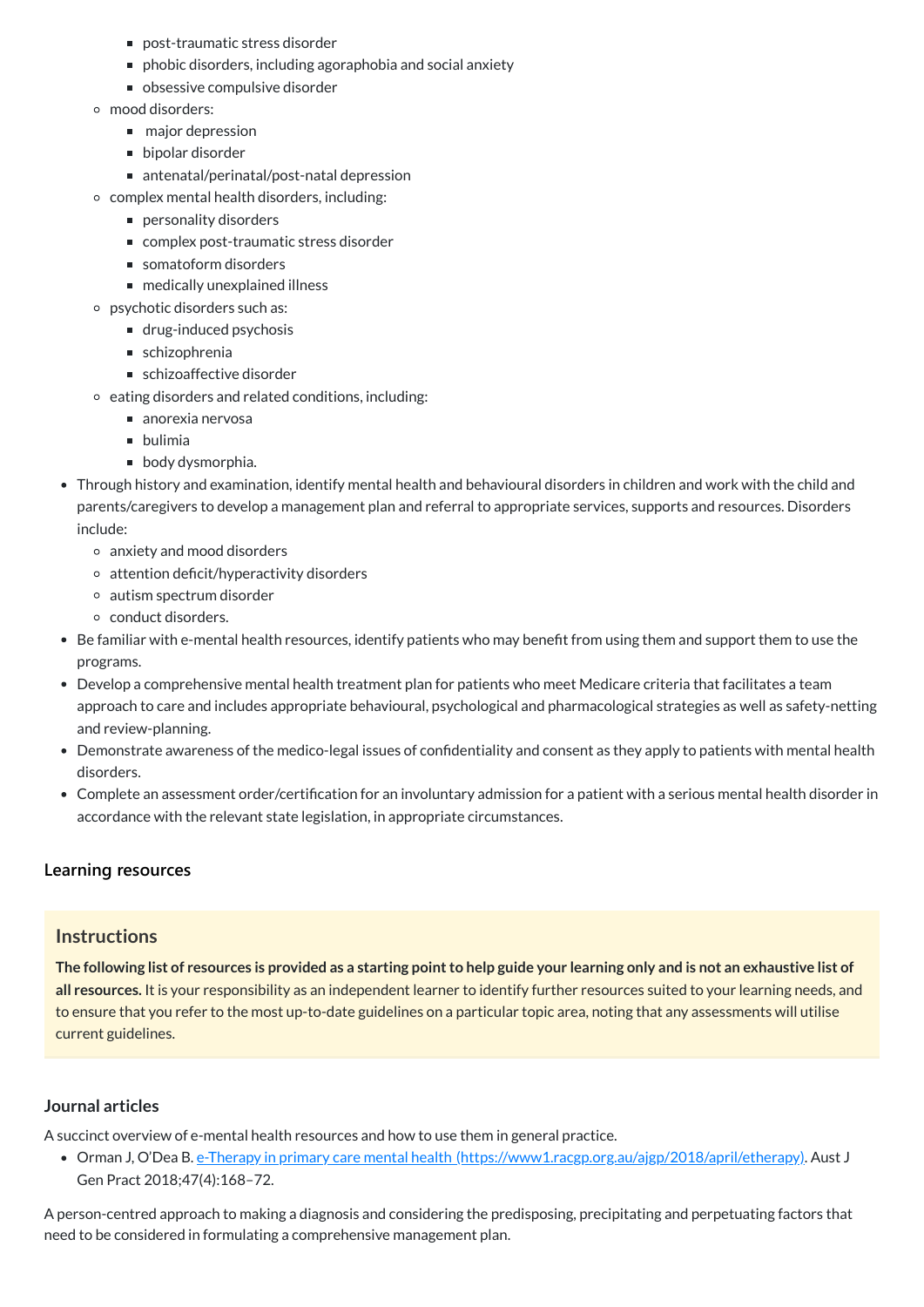- post-traumatic stress disorder
    - phobic disorders, including agoraphobia and social anxiety
    - obsessive compulsive disorder
  - mood disorders:
    - major depression
    - bipolar disorder
    - antenatal/perinatal/post-natal depression
  - complex mental health disorders, including:
    - personality disorders
    - complex post-traumatic stress disorder
    - somatoform disorders
    - medically unexplained illness
  - psychotic disorders such as:
    - drug-induced psychosis
    - schizophrenia
    - schizoaffective disorder
  - eating disorders and related conditions, including:
    - anorexia nervosa
    - bulimia
    - body dysmorphia.
- Through history and examination, identify mental health and behavioural disorders in children and work with the child and parents/caregivers to develop a management plan and referral to appropriate services, supports and resources. Disorders include:
  - anxiety and mood disorders
  - attention deficit/hyperactivity disorders
  - autism spectrum disorder
  - conduct disorders.
- Be familiar with e-mental health resources, identify patients who may benefit from using them and support them to use the programs.
- Develop a comprehensive mental health treatment plan for patients who meet Medicare criteria that facilitates a team approach to care and includes appropriate behavioural, psychological and pharmacological strategies as well as safety-netting and review-planning.
- Demonstrate awareness of the medico-legal issues of confidentiality and consent as they apply to patients with mental health disorders.
- Complete an assessment order/certification for an involuntary admission for a patient with a serious mental health disorder in accordance with the relevant state legislation, in appropriate circumstances.

### Learning resources

#### Instructions

**The following list of resources is provided as a starting point to help guide your learning only and is not an exhaustive list of all resources.** It is your responsibility as an independent learner to identify further resources suited to your learning needs, and to ensure that you refer to the most up-to-date guidelines on a particular topic area, noting that any assessments will utilise current guidelines.

### Journal articles

A succinct overview of e-mental health resources and how to use them in general practice.

- Orman J, O'Dea B. [e-Therapy in primary care mental health (https://www1.racgp.org.au/ajgp/2018/april/etherapy)](https://www1.racgp.org.au/ajgp/2018/april/etherapy). Aust J Gen Pract 2018;47(4):168–72.

A person-centred approach to making a diagnosis and considering the predisposing, precipitating and perpetuating factors that need to be considered in formulating a comprehensive management plan.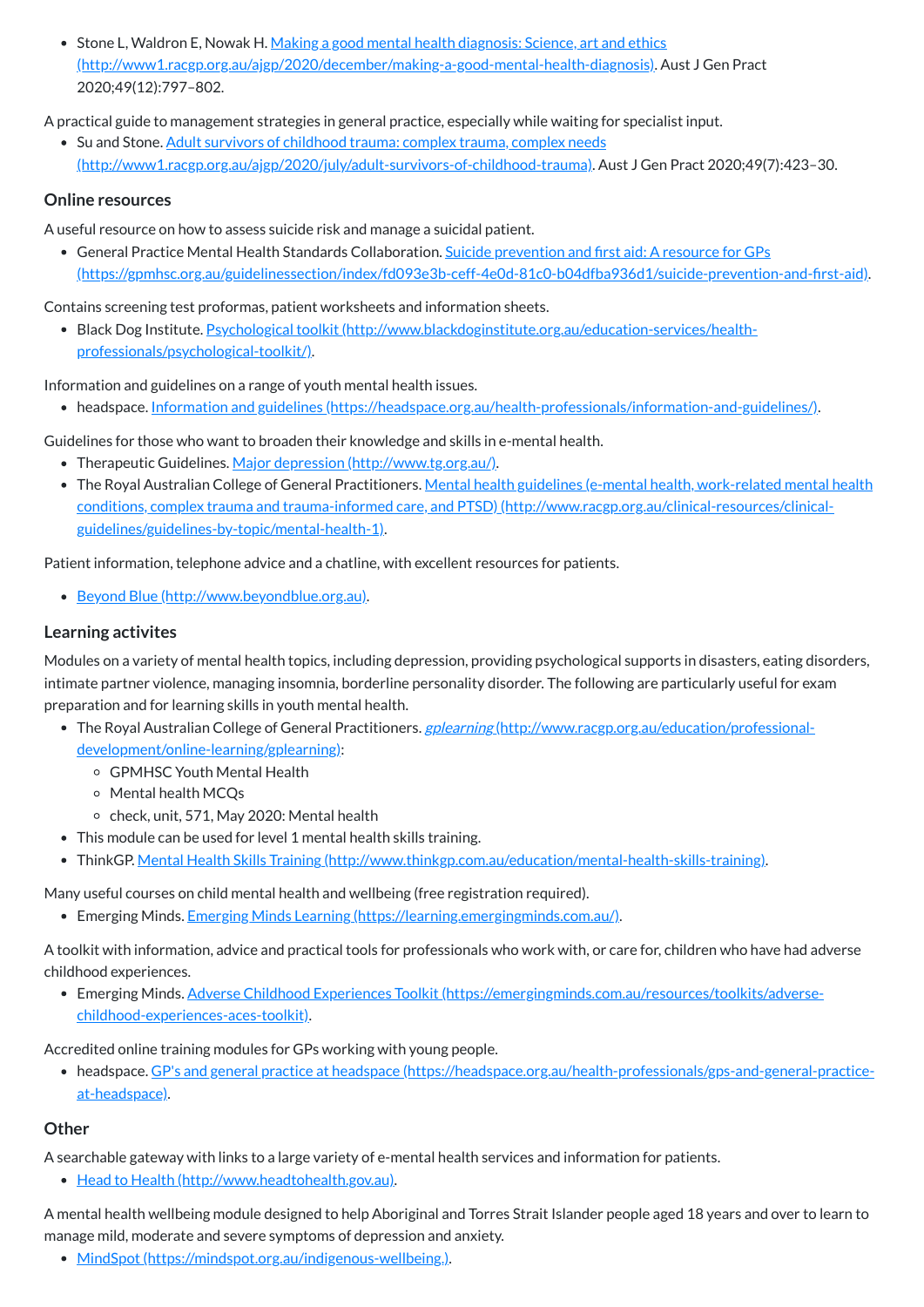- Stone L, Waldron E, Nowak H. [Making a good mental health diagnosis: Science, art and ethics (http://www1.racgp.org.au/ajgp/2020/december/making-a-good-mental-health-diagnosis)](http://www1.racgp.org.au/ajgp/2020/december/making-a-good-mental-health-diagnosis). Aust J Gen Pract 2020;49(12):797–802.

A practical guide to management strategies in general practice, especially while waiting for specialist input.

- Su and Stone. [Adult survivors of childhood trauma: complex trauma, complex needs (http://www1.racgp.org.au/ajgp/2020/july/adult-survivors-of-childhood-trauma)](http://www1.racgp.org.au/ajgp/2020/july/adult-survivors-of-childhood-trauma). Aust J Gen Pract 2020;49(7):423–30.

## Online resources

A useful resource on how to assess suicide risk and manage a suicidal patient.

- General Practice Mental Health Standards Collaboration. [Suicide prevention and first aid: A resource for GPs (https://gpmhsc.org.au/guidelinessection/index/fd093e3b-ceff-4e0d-81c0-b04dfba936d1/suicide-prevention-and-first-aid)](https://gpmhsc.org.au/guidelinessection/index/fd093e3b-ceff-4e0d-81c0-b04dfba936d1/suicide-prevention-and-first-aid).

Contains screening test proformas, patient worksheets and information sheets.

- Black Dog Institute. [Psychological toolkit (http://www.blackdoginstitute.org.au/education-services/health-professionals/psychological-toolkit/)](http://www.blackdoginstitute.org.au/education-services/health-professionals/psychological-toolkit/).

Information and guidelines on a range of youth mental health issues.

- headspace. [Information and guidelines (https://headspace.org.au/health-professionals/information-and-guidelines/)](https://headspace.org.au/health-professionals/information-and-guidelines/).

Guidelines for those who want to broaden their knowledge and skills in e-mental health.

- Therapeutic Guidelines. [Major depression (http://www.tg.org.au/)](http://www.tg.org.au/).
- The Royal Australian College of General Practitioners. [Mental health guidelines (e-mental health, work-related mental health conditions, complex trauma and trauma-informed care, and PTSD) (http://www.racgp.org.au/clinical-resources/clinical-guidelines/guidelines-by-topic/mental-health-1)](http://www.racgp.org.au/clinical-resources/clinical-guidelines/guidelines-by-topic/mental-health-1).

Patient information, telephone advice and a chatline, with excellent resources for patients.

- [Beyond Blue (http://www.beyondblue.org.au)](http://www.beyondblue.org.au).

## Learning activites

Modules on a variety of mental health topics, including depression, providing psychological supports in disasters, eating disorders, intimate partner violence, managing insomnia, borderline personality disorder. The following are particularly useful for exam preparation and for learning skills in youth mental health.

- The Royal Australian College of General Practitioners. [*gplearning* (http://www.racgp.org.au/education/professional-development/online-learning/gplearning)](http://www.racgp.org.au/education/professional-development/online-learning/gplearning):
  - GPMHSC Youth Mental Health
  - Mental health MCQs
  - check, unit, 571, May 2020: Mental health
- This module can be used for level 1 mental health skills training.
- ThinkGP. [Mental Health Skills Training (http://www.thinkgp.com.au/education/mental-health-skills-training)](http://www.thinkgp.com.au/education/mental-health-skills-training).

Many useful courses on child mental health and wellbeing (free registration required).

- Emerging Minds. [Emerging Minds Learning (https://learning.emergingminds.com.au/)](https://learning.emergingminds.com.au/).

A toolkit with information, advice and practical tools for professionals who work with, or care for, children who have had adverse childhood experiences.

- Emerging Minds. [Adverse Childhood Experiences Toolkit (https://emergingminds.com.au/resources/toolkits/adverse-childhood-experiences-aces-toolkit)](https://emergingminds.com.au/resources/toolkits/adverse-childhood-experiences-aces-toolkit).

Accredited online training modules for GPs working with young people.

- headspace. [GP's and general practice at headspace (https://headspace.org.au/health-professionals/gps-and-general-practice-at-headspace)](https://headspace.org.au/health-professionals/gps-and-general-practice-at-headspace).

## Other

A searchable gateway with links to a large variety of e-mental health services and information for patients.

- [Head to Health (http://www.headtohealth.gov.au)](http://www.headtohealth.gov.au).

A mental health wellbeing module designed to help Aboriginal and Torres Strait Islander people aged 18 years and over to learn to manage mild, moderate and severe symptoms of depression and anxiety.

- [MindSpot (https://mindspot.org.au/indigenous-wellbeing.)](https://mindspot.org.au/indigenous-wellbeing.).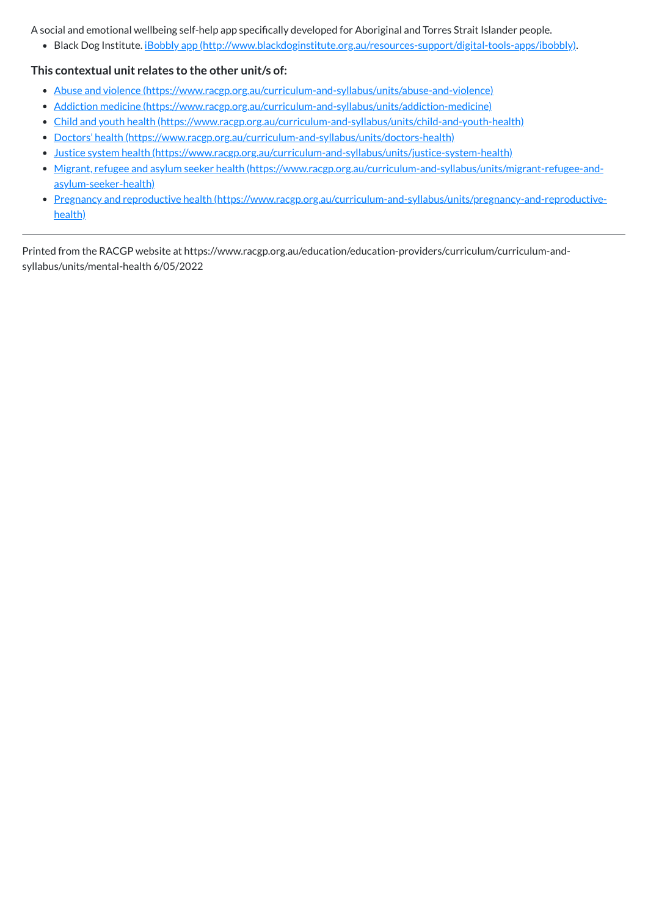A social and emotional wellbeing self-help app specifically developed for Aboriginal and Torres Strait Islander people.

- Black Dog Institute. [iBobbly app (http://www.blackdoginstitute.org.au/resources-support/digital-tools-apps/ibobbly)](http://www.blackdoginstitute.org.au/resources-support/digital-tools-apps/ibobbly).

### This contextual unit relates to the other unit/s of:

- [Abuse and violence (https://www.racgp.org.au/curriculum-and-syllabus/units/abuse-and-violence)](https://www.racgp.org.au/curriculum-and-syllabus/units/abuse-and-violence)
- [Addiction medicine (https://www.racgp.org.au/curriculum-and-syllabus/units/addiction-medicine)](https://www.racgp.org.au/curriculum-and-syllabus/units/addiction-medicine)
- [Child and youth health (https://www.racgp.org.au/curriculum-and-syllabus/units/child-and-youth-health)](https://www.racgp.org.au/curriculum-and-syllabus/units/child-and-youth-health)
- [Doctors' health (https://www.racgp.org.au/curriculum-and-syllabus/units/doctors-health)](https://www.racgp.org.au/curriculum-and-syllabus/units/doctors-health)
- [Justice system health (https://www.racgp.org.au/curriculum-and-syllabus/units/justice-system-health)](https://www.racgp.org.au/curriculum-and-syllabus/units/justice-system-health)
- [Migrant, refugee and asylum seeker health (https://www.racgp.org.au/curriculum-and-syllabus/units/migrant-refugee-and-asylum-seeker-health)](https://www.racgp.org.au/curriculum-and-syllabus/units/migrant-refugee-and-asylum-seeker-health)
- [Pregnancy and reproductive health (https://www.racgp.org.au/curriculum-and-syllabus/units/pregnancy-and-reproductive-health)](https://www.racgp.org.au/curriculum-and-syllabus/units/pregnancy-and-reproductive-health)

---

Printed from the RACGP website at https://www.racgp.org.au/education/education-providers/curriculum/curriculum-and-syllabus/units/mental-health 6/05/2022